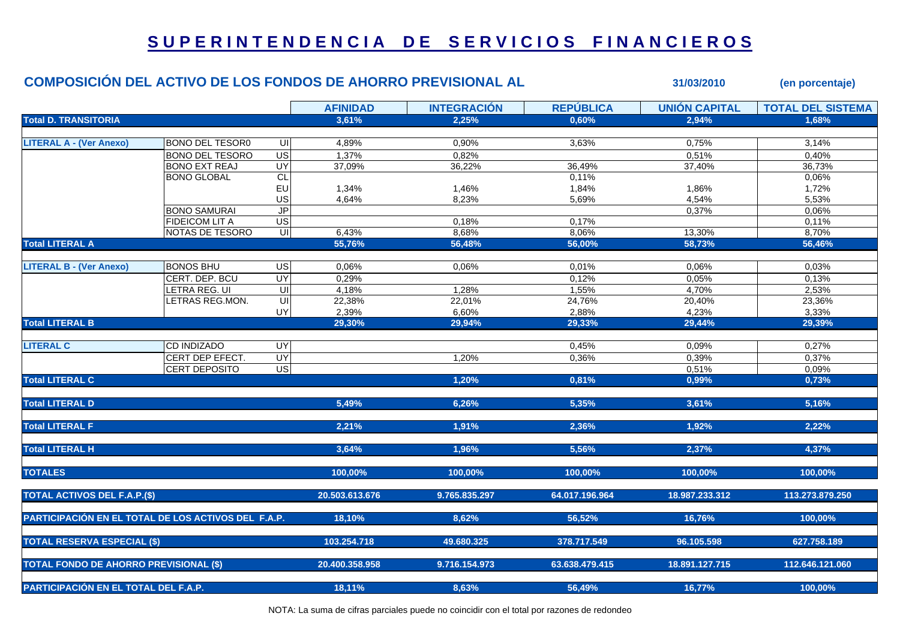# SUPERINTENDENCIA DE SERVICIOS FINANCIEROS

## COMPOSICIÓN DEL ACTIVO DE LOS FONDOS DE AHORRO PREVISIONAL AL 31/03/2010 (en porcentaje)

| | | | AFINIDAD | INTEGRACIÓN | REPÚBLICA | UNIÓN CAPITAL | TOTAL DEL SISTEMA |
|---|---|---|---|---|---|---|---|
| **Total D. TRANSITORIA** | | | 3,61% | 2,25% | 0,60% | 2,94% | 1,68% |
| **LITERAL A - (Ver Anexo)** | BONO DEL TESOR0 | UI | 4,89% | 0,90% | 3,63% | 0,75% | 3,14% |
| | BONO DEL TESORO | US | 1,37% | 0,82% | | 0,51% | 0,40% |
| | BONO EXT REAJ | UY | 37,09% | 36,22% | 36,49% | 37,40% | 36,73% |
| | BONO GLOBAL | CL | | | 0,11% | | 0,06% |
| | | EU | 1,34% | 1,46% | 1,84% | 1,86% | 1,72% |
| | | US | 4,64% | 8,23% | 5,69% | 4,54% | 5,53% |
| | BONO SAMURAI | JP | | | | 0,37% | 0,06% |
| | FIDEICOM LIT A | US | | 0,18% | 0,17% | | 0,11% |
| | NOTAS DE TESORO | UI | 6,43% | 8,68% | 8,06% | 13,30% | 8,70% |
| **Total LITERAL A** | | | 55,76% | 56,48% | 56,00% | 58,73% | 56,46% |
| **LITERAL B - (Ver Anexo)** | BONOS BHU | US | 0,06% | 0,06% | 0,01% | 0,06% | 0,03% |
| | CERT. DEP. BCU | UY | 0,29% | | 0,12% | 0,05% | 0,13% |
| | LETRA REG. UI | UI | 4,18% | 1,28% | 1,55% | 4,70% | 2,53% |
| | LETRAS REG.MON. | UI | 22,38% | 22,01% | 24,76% | 20,40% | 23,36% |
| | | UY | 2,39% | 6,60% | 2,88% | 4,23% | 3,33% |
| **Total LITERAL B** | | | 29,30% | 29,94% | 29,33% | 29,44% | 29,39% |
| **LITERAL C** | CD INDIZADO | UY | | | 0,45% | 0,09% | 0,27% |
| | CERT DEP EFECT. | UY | | 1,20% | 0,36% | 0,39% | 0,37% |
| | CERT DEPOSITO | US | | | | 0,51% | 0,09% |
| **Total LITERAL C** | | | | 1,20% | 0,81% | 0,99% | 0,73% |
| **Total LITERAL D** | | | 5,49% | 6,26% | 5,35% | 3,61% | 5,16% |
| **Total LITERAL F** | | | 2,21% | 1,91% | 2,36% | 1,92% | 2,22% |
| **Total LITERAL H** | | | 3,64% | 1,96% | 5,56% | 2,37% | 4,37% |
| **TOTALES** | | | 100,00% | 100,00% | 100,00% | 100,00% | 100,00% |
| **TOTAL ACTIVOS DEL F.A.P.($)** | | | 20.503.613.676 | 9.765.835.297 | 64.017.196.964 | 18.987.233.312 | 113.273.879.250 |
| **PARTICIPACIÓN EN EL TOTAL DE LOS ACTIVOS DEL F.A.P.** | | | 18,10% | 8,62% | 56,52% | 16,76% | 100,00% |
| **TOTAL RESERVA ESPECIAL ($)** | | | 103.254.718 | 49.680.325 | 378.717.549 | 96.105.598 | 627.758.189 |
| **TOTAL FONDO DE AHORRO PREVISIONAL ($)** | | | 20.400.358.958 | 9.716.154.973 | 63.638.479.415 | 18.891.127.715 | 112.646.121.060 |
| **PARTICIPACIÓN EN EL TOTAL DEL F.A.P.** | | | 18,11% | 8,63% | 56,49% | 16,77% | 100,00% |

NOTA: La suma de cifras parciales puede no coincidir con el total por razones de redondeo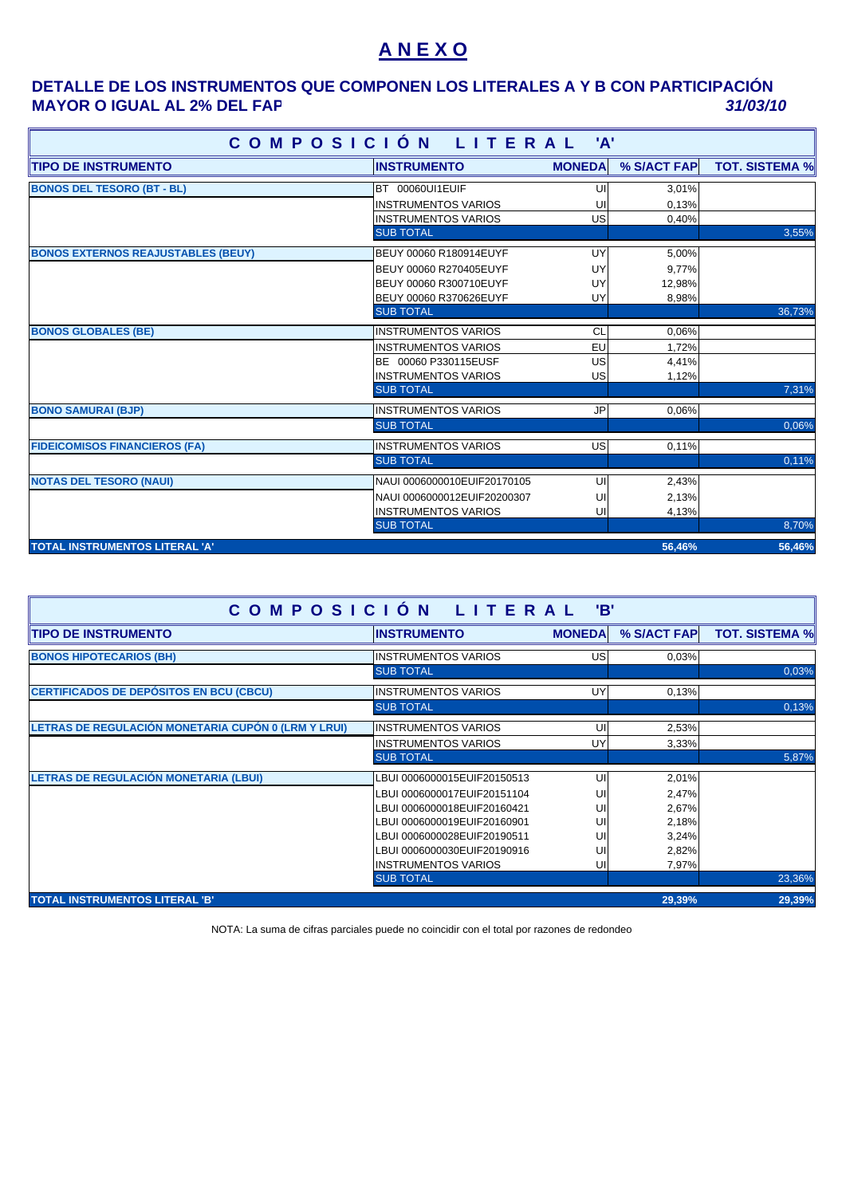# ANEXO

## DETALLE DE LOS INSTRUMENTOS QUE COMPONEN LOS LITERALES A Y B CON PARTICIPACIÓN MAYOR O IGUAL AL 2% DEL FAP

***31/03/10***

### COMPOSICIÓN LITERAL 'A'

| TIPO DE INSTRUMENTO | INSTRUMENTO | MONEDA | % S/ACT FAP | TOT. SISTEMA % |
|---|---|---|---|---|
| BONOS DEL TESORO (BT - BL) | BT 00060UI1EUIF | UI | 3,01% | |
| | INSTRUMENTOS VARIOS | UI | 0,13% | |
| | INSTRUMENTOS VARIOS | US | 0,40% | |
| | SUB TOTAL | | | 3,55% |
| BONOS EXTERNOS REAJUSTABLES (BEUY) | BEUY 00060 R180914EUYF | UY | 5,00% | |
| | BEUY 00060 R270405EUYF | UY | 9,77% | |
| | BEUY 00060 R300710EUYF | UY | 12,98% | |
| | BEUY 00060 R370626EUYF | UY | 8,98% | |
| | SUB TOTAL | | | 36,73% |
| BONOS GLOBALES (BE) | INSTRUMENTOS VARIOS | CL | 0,06% | |
| | INSTRUMENTOS VARIOS | EU | 1,72% | |
| | BE 00060 P330115EUSF | US | 4,41% | |
| | INSTRUMENTOS VARIOS | US | 1,12% | |
| | SUB TOTAL | | | 7,31% |
| BONO SAMURAI (BJP) | INSTRUMENTOS VARIOS | JP | 0,06% | |
| | SUB TOTAL | | | 0,06% |
| FIDEICOMISOS FINANCIEROS (FA) | INSTRUMENTOS VARIOS | US | 0,11% | |
| | SUB TOTAL | | | 0,11% |
| NOTAS DEL TESORO (NAUI) | NAUI 0006000010EUIF20170105 | UI | 2,43% | |
| | NAUI 0006000012EUIF20200307 | UI | 2,13% | |
| | INSTRUMENTOS VARIOS | UI | 4,13% | |
| | SUB TOTAL | | | 8,70% |
| TOTAL INSTRUMENTOS LITERAL 'A' | | | 56,46% | 56,46% |

### COMPOSICIÓN LITERAL 'B'

| TIPO DE INSTRUMENTO | INSTRUMENTO | MONEDA | % S/ACT FAP | TOT. SISTEMA % |
|---|---|---|---|---|
| BONOS HIPOTECARIOS (BH) | INSTRUMENTOS VARIOS | US | 0,03% | |
| | SUB TOTAL | | | 0,03% |
| CERTIFICADOS DE DEPÓSITOS EN BCU (CBCU) | INSTRUMENTOS VARIOS | UY | 0,13% | |
| | SUB TOTAL | | | 0,13% |
| LETRAS DE REGULACIÓN MONETARIA CUPÓN 0 (LRM Y LRUI) | INSTRUMENTOS VARIOS | UI | 2,53% | |
| | INSTRUMENTOS VARIOS | UY | 3,33% | |
| | SUB TOTAL | | | 5,87% |
| LETRAS DE REGULACIÓN MONETARIA (LBUI) | LBUI 0006000015EUIF20150513 | UI | 2,01% | |
| | LBUI 0006000017EUIF20151104 | UI | 2,47% | |
| | LBUI 0006000018EUIF20160421 | UI | 2,67% | |
| | LBUI 0006000019EUIF20160901 | UI | 2,18% | |
| | LBUI 0006000028EUIF20190511 | UI | 3,24% | |
| | LBUI 0006000030EUIF20190916 | UI | 2,82% | |
| | INSTRUMENTOS VARIOS | UI | 7,97% | |
| | SUB TOTAL | | | 23,36% |
| TOTAL INSTRUMENTOS LITERAL 'B' | | | 29,39% | 29,39% |

NOTA: La suma de cifras parciales puede no coincidir con el total por razones de redondeo